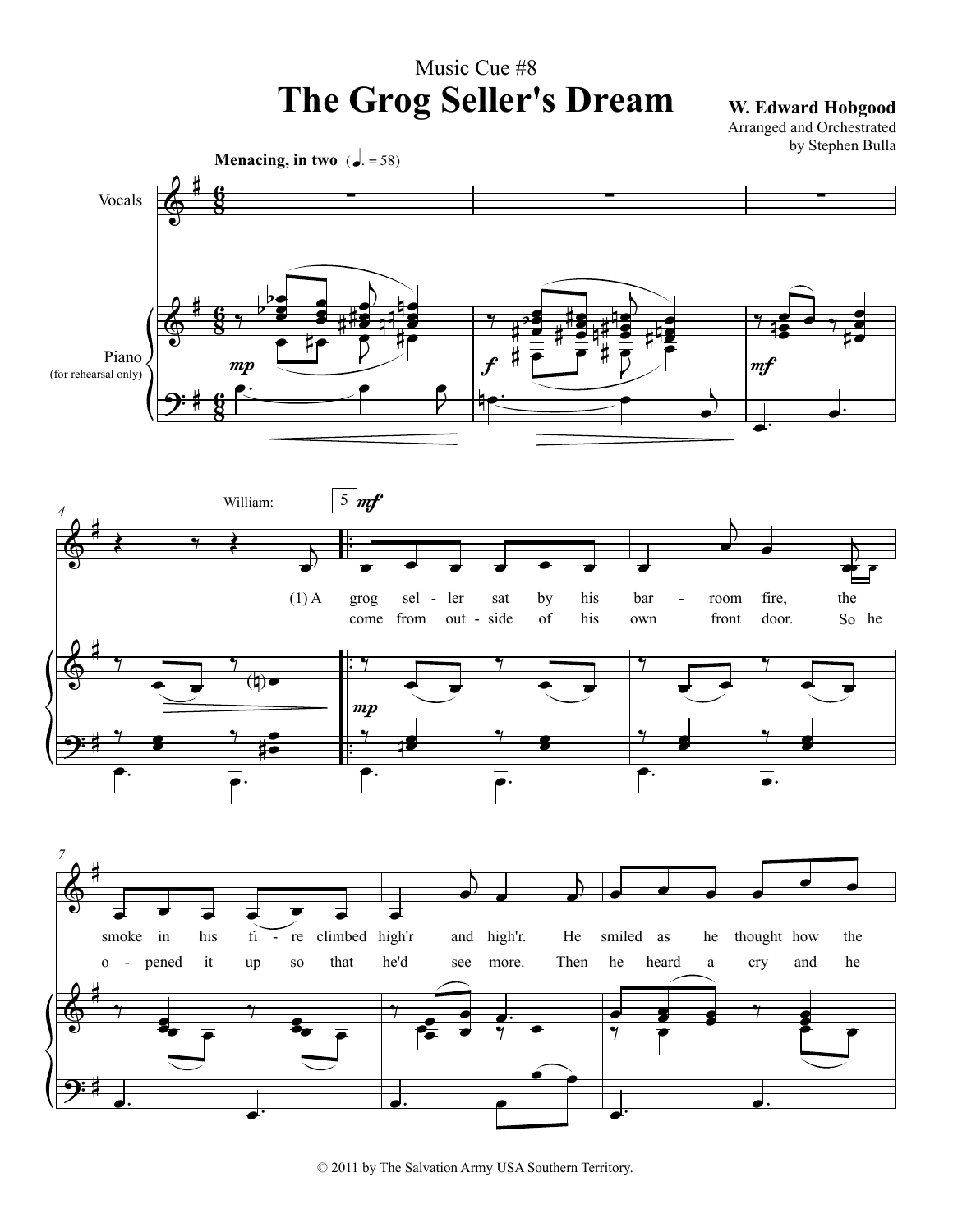Music Cue #8

# The Grog Seller's Dream

**W. Edward Hobgood**
Arranged and Orchestrated by Stephen Bulla

**Menacing, in two** (♩. = 58)

Vocals

Piano (for rehearsal only)

William:

(1) A grog sel - ler sat by his bar - room fire, the smoke in his fi - re climbed high'r and high'r. He smiled as he thought how the

come from out - side of his own front door. So he o - pened it up so that he'd see more. Then he heard a cry and he

© 2011 by The Salvation Army USA Southern Territory.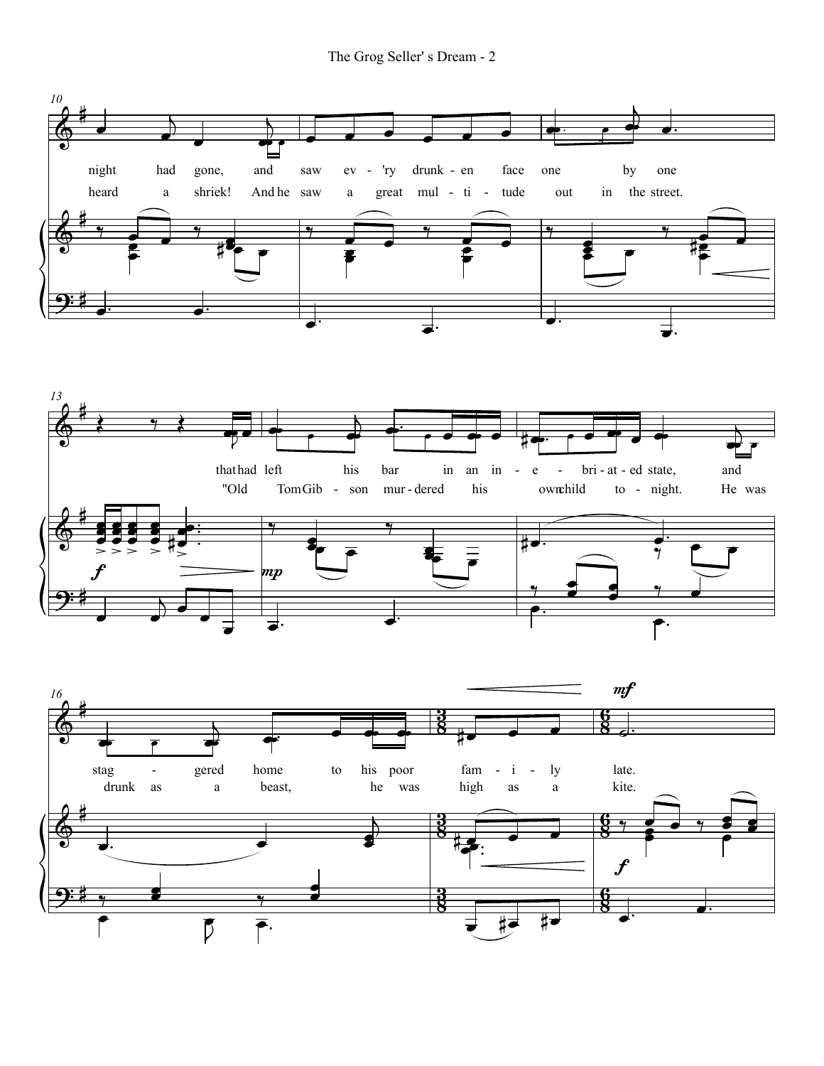night had gone, and saw ev - 'ry drunk - en face one by one

heard a shriek! And he saw a great mul - ti - tude out in the street.

that had left his bar in an in - e - bri - at - ed state, and

"Old Tom Gib - son mur - dered his own child to - night. He was

stag - gered home to his poor fam - i - ly late.

drunk as a beast, he was high as a kite.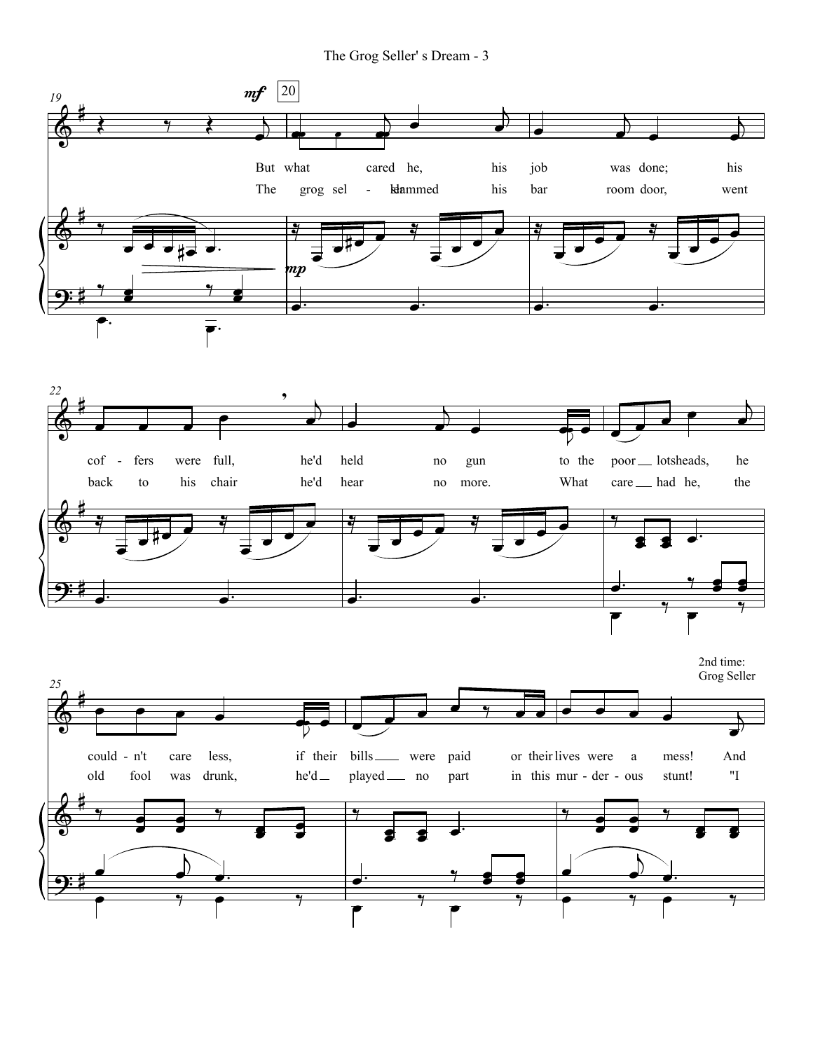19 *mf* [20]

But what cared he, his job was done; his
The grog sel - ler slammed his bar room door, went

*mp*

22

cof - fers were full, he'd held no gun to the poor lotsheads, he
back to his chair he'd hear no more. What care had he, the

25

2nd time: Grog Seller

could - n't care less, if their bills were paid or their lives were a mess! And
old fool was drunk, he'd played no part in this mur - der - ous stunt! "I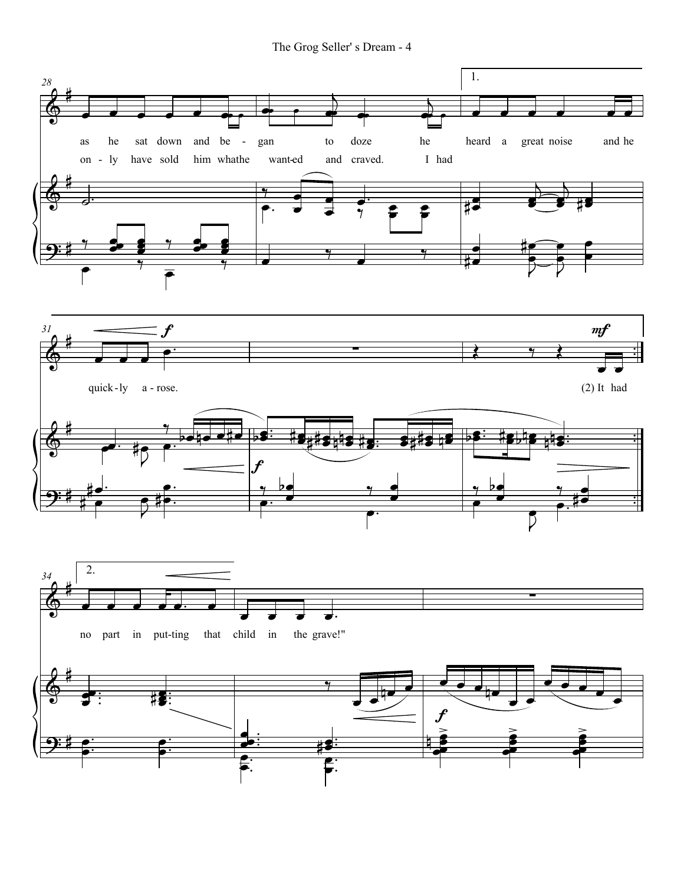as he sat down and be - gan to doze he heard a great noise and he

on - ly have sold him what he want-ed and craved. I had

quick - ly a - rose.

(2) It had

no part in put-ting that child in the grave!"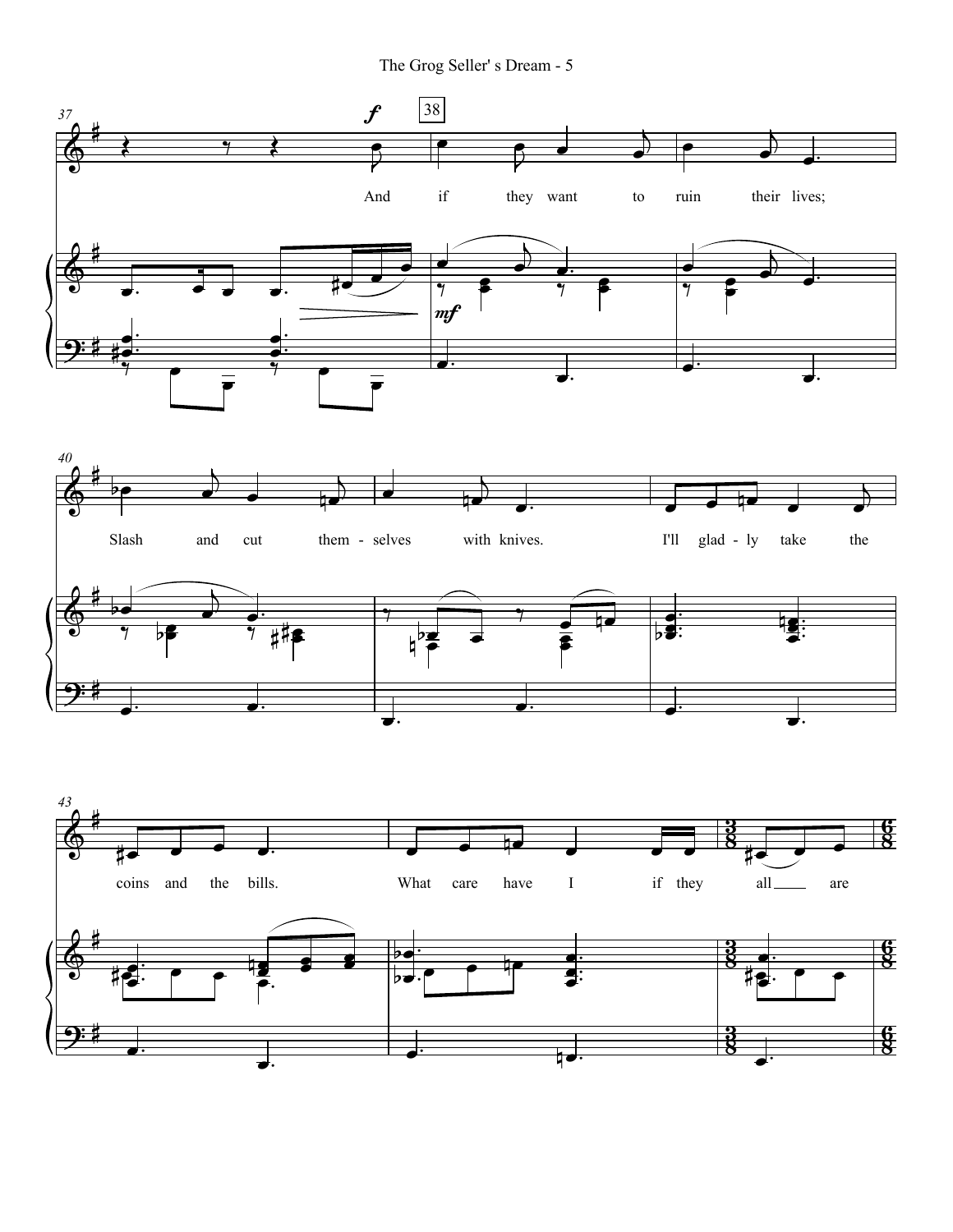And if they want to ruin their lives;

Slash and cut them - selves with knives.

I'll glad - ly take the coins and the bills.

What care have I if they all are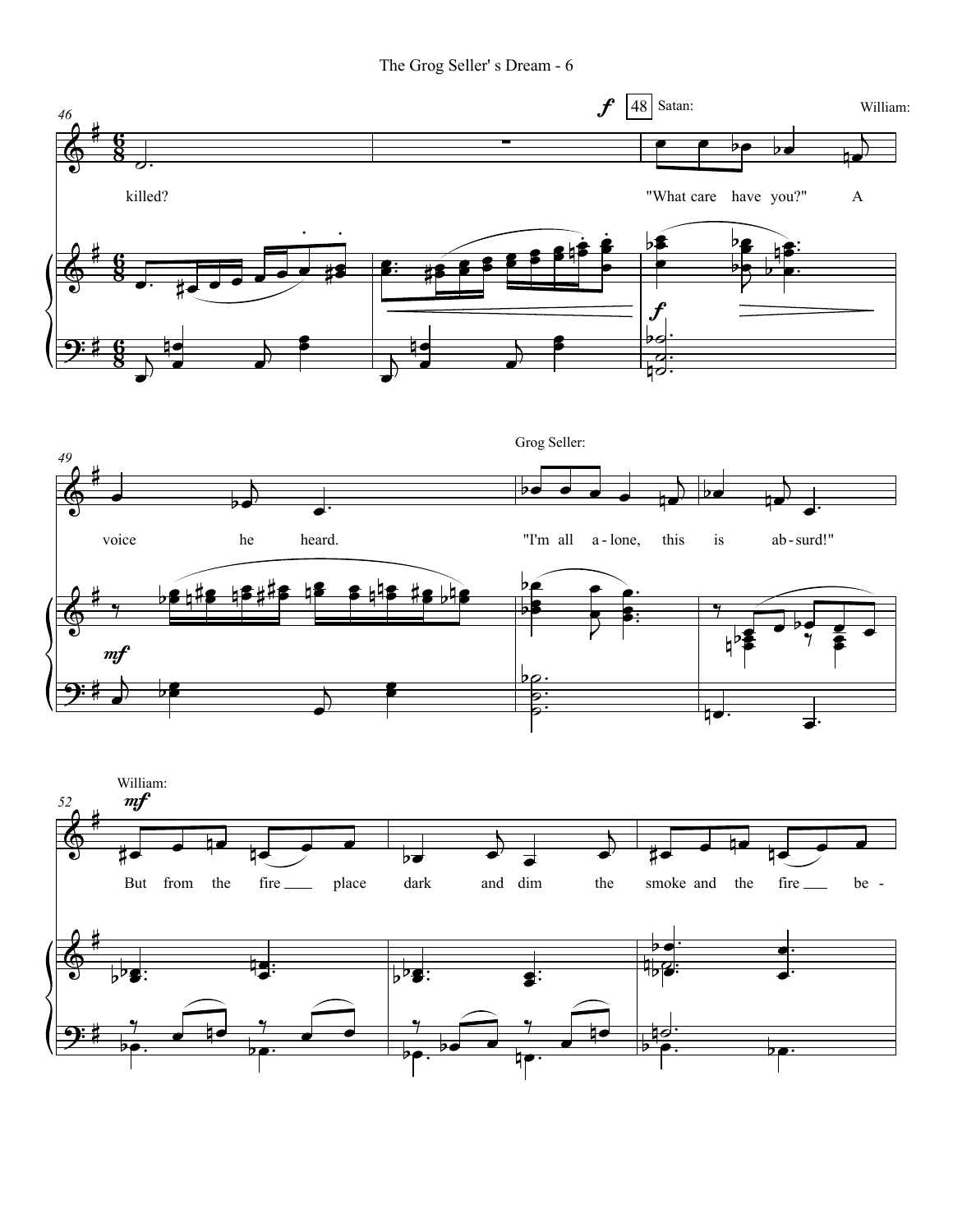46

killed?

48 Satan:

"What care have you?"

William:

A

49

voice he heard.

Grog Seller:

"I'm all a - lone, this is ab - surd!"

52

William:

But from the fire ___ place dark and dim the smoke and the fire ___ be -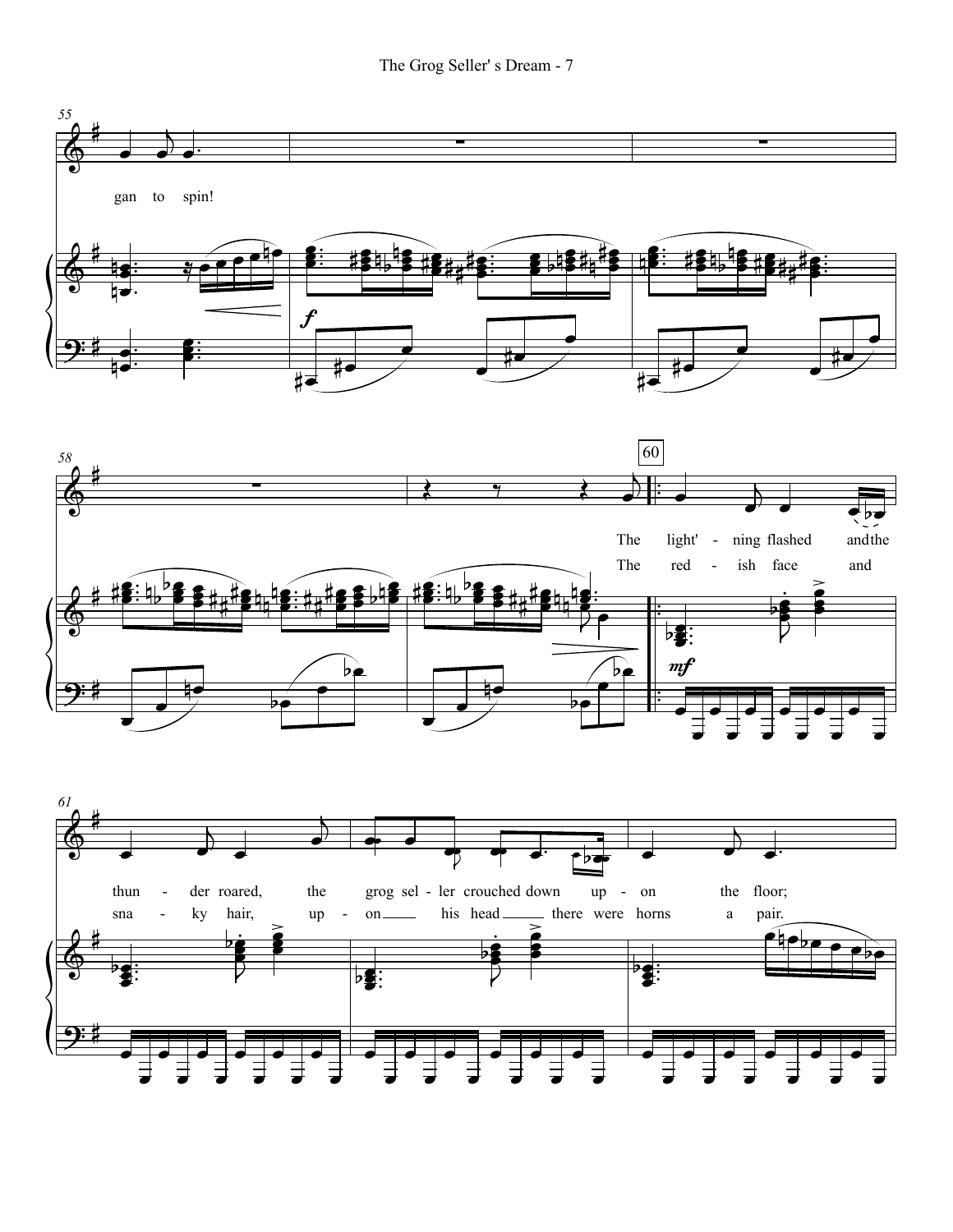gan to spin!

The light' - ning flashed and the thun - der roared, the grog sel - ler crouched down up - on the floor;

The red - ish face and sna - ky hair, up - on his head there were horns a pair.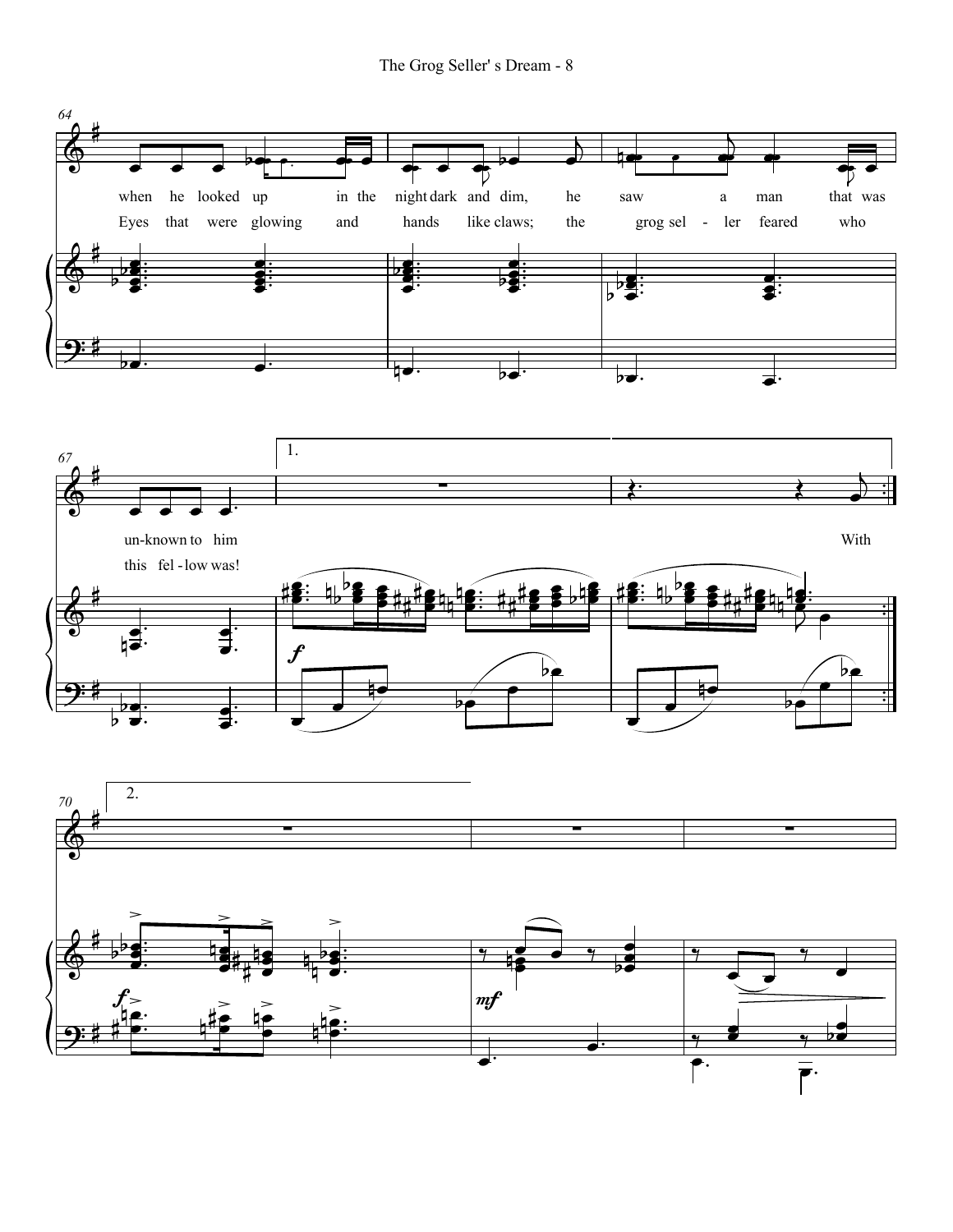when he looked up in the night dark and dim, he saw a man that was un-known to him With

Eyes that were glowing and hands like claws; the grog sel - ler feared who this fel - low was!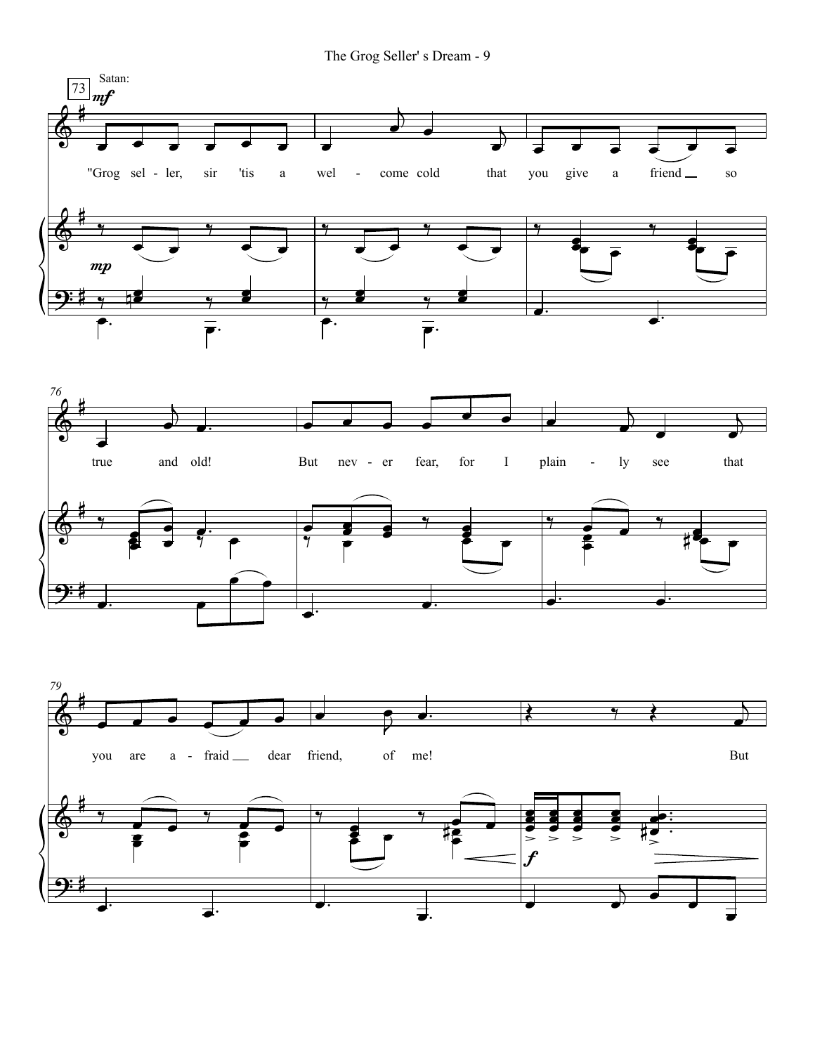73

Satan:

*mf*

"Grog sel - ler, sir 'tis a wel - come cold that you give a friend so

*mp*

76

true and old! But nev - er fear, for I plain - ly see that

79

you are a - fraid dear friend, of me! But

*f*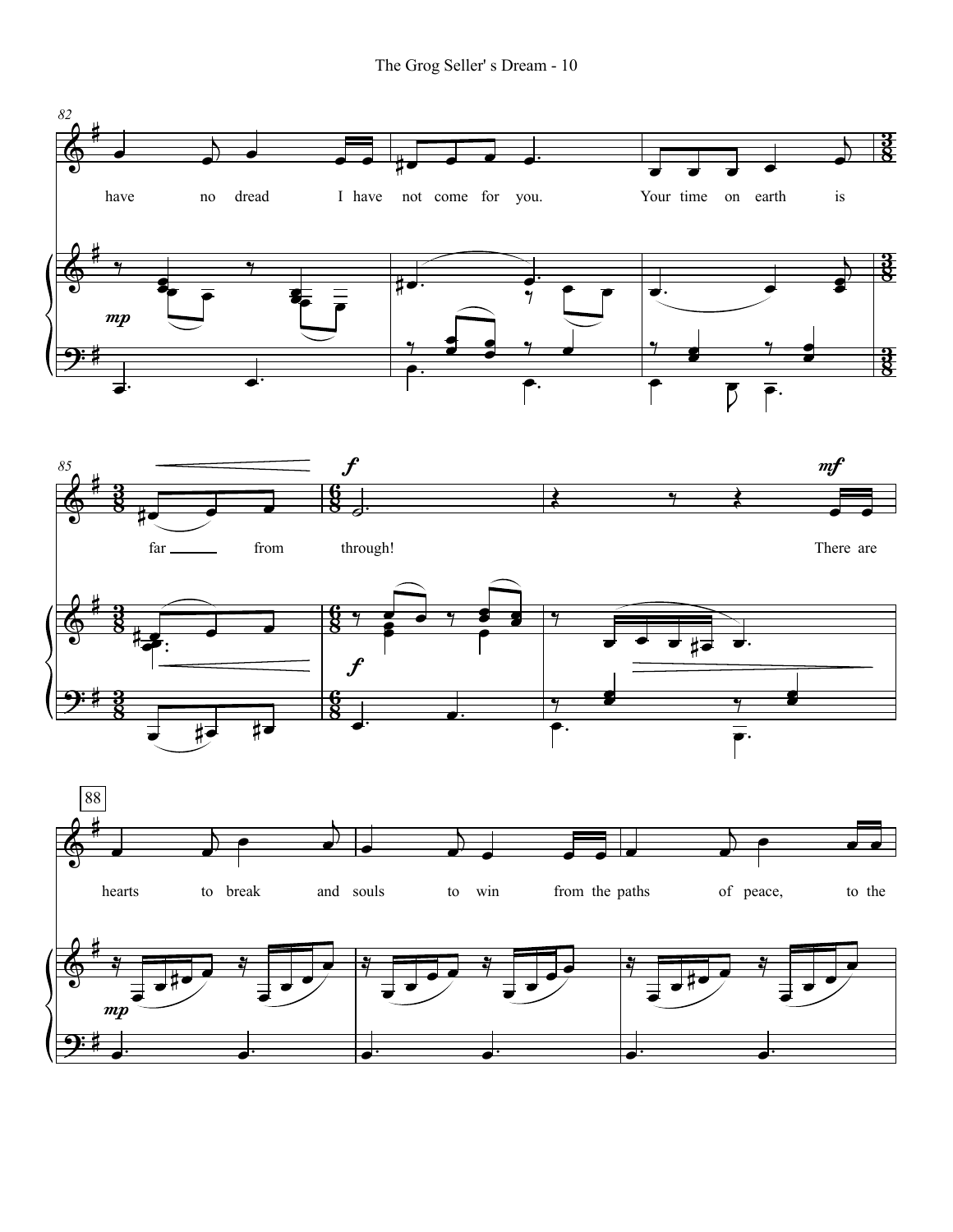82

have no dread I have not come for you. Your time on earth is

*mp*

85

far ___ from through!

*f*

*mf*

There are

*f*

88

hearts to break and souls to win from the paths of peace, to the

*mp*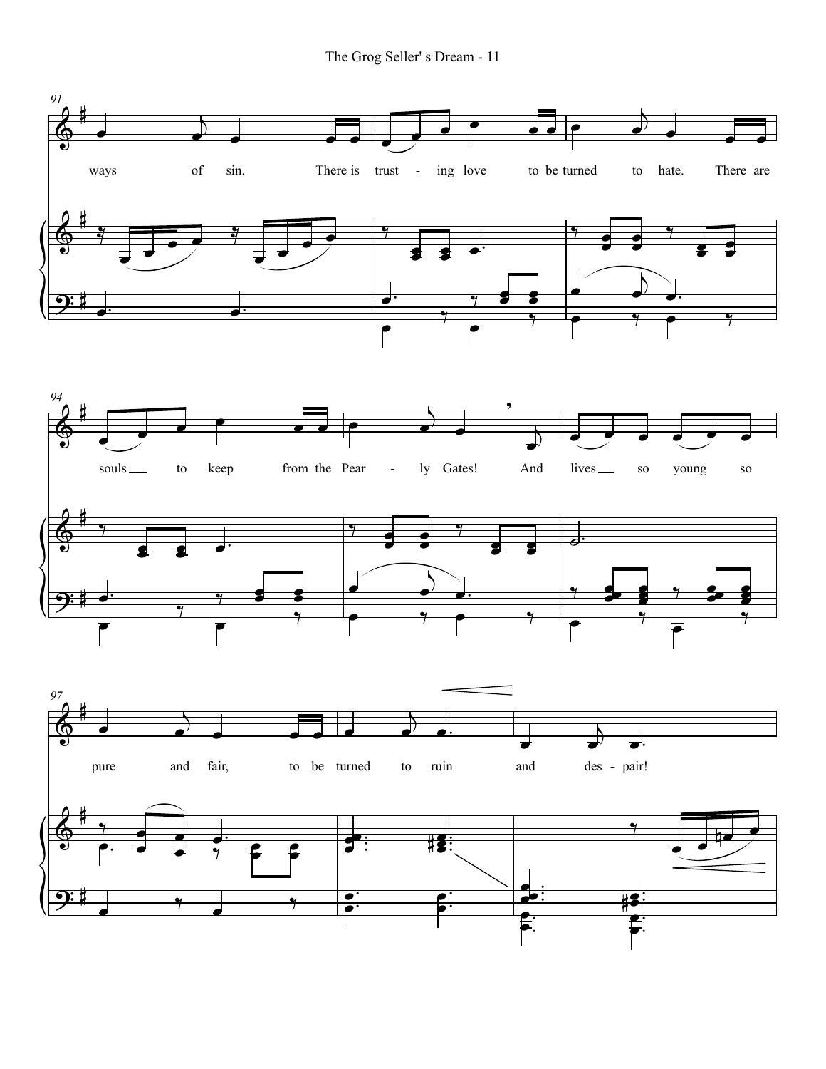91

ways of sin. There is trust - ing love to be turned to hate. There are

94

souls to keep from the Pear - ly Gates! And lives so young so

97

pure and fair, to be turned to ruin and des - pair!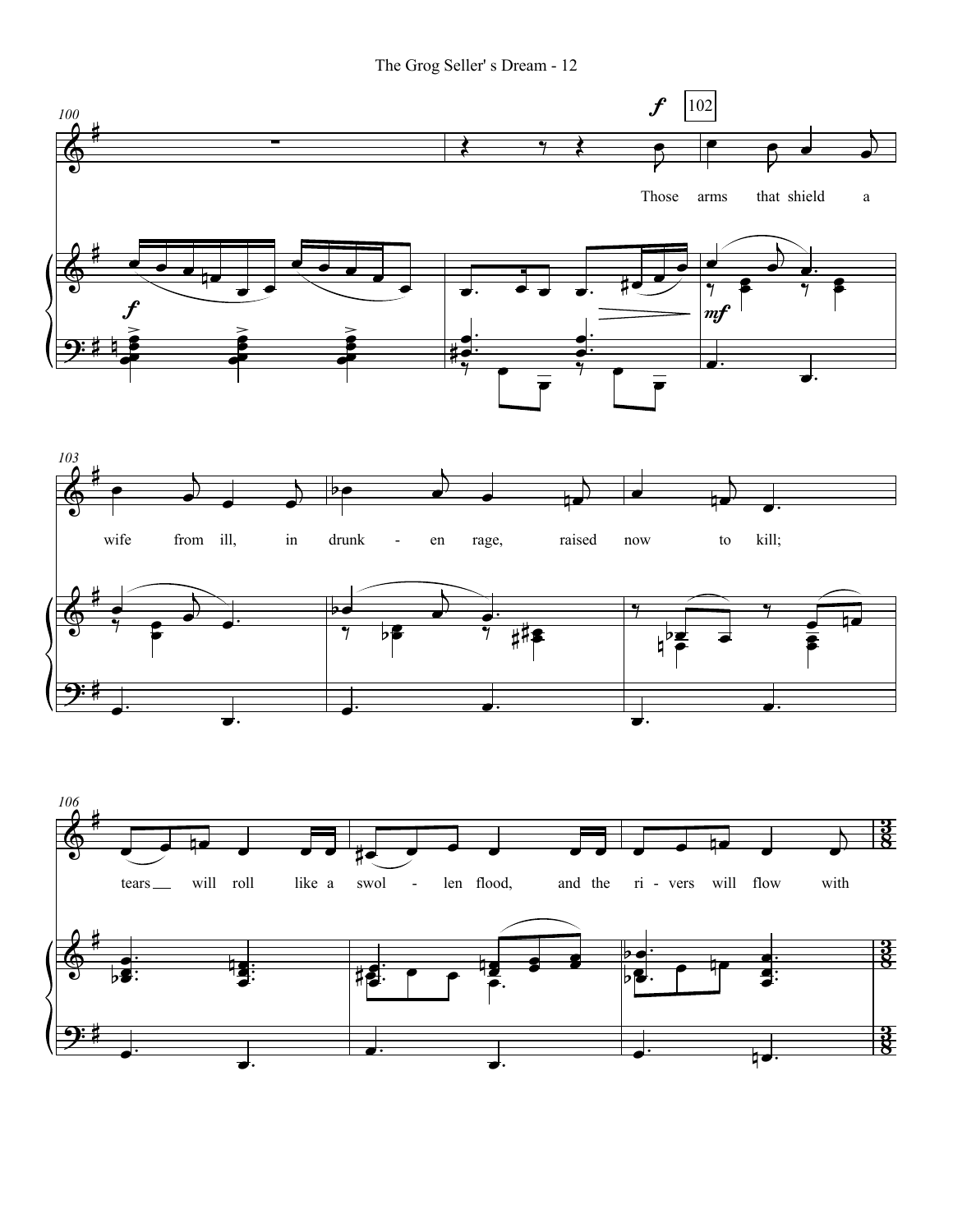Those arms that shield a wife from ill, in drunk - en rage, raised now to kill; tears will roll like a swol - len flood, and the ri - vers will flow with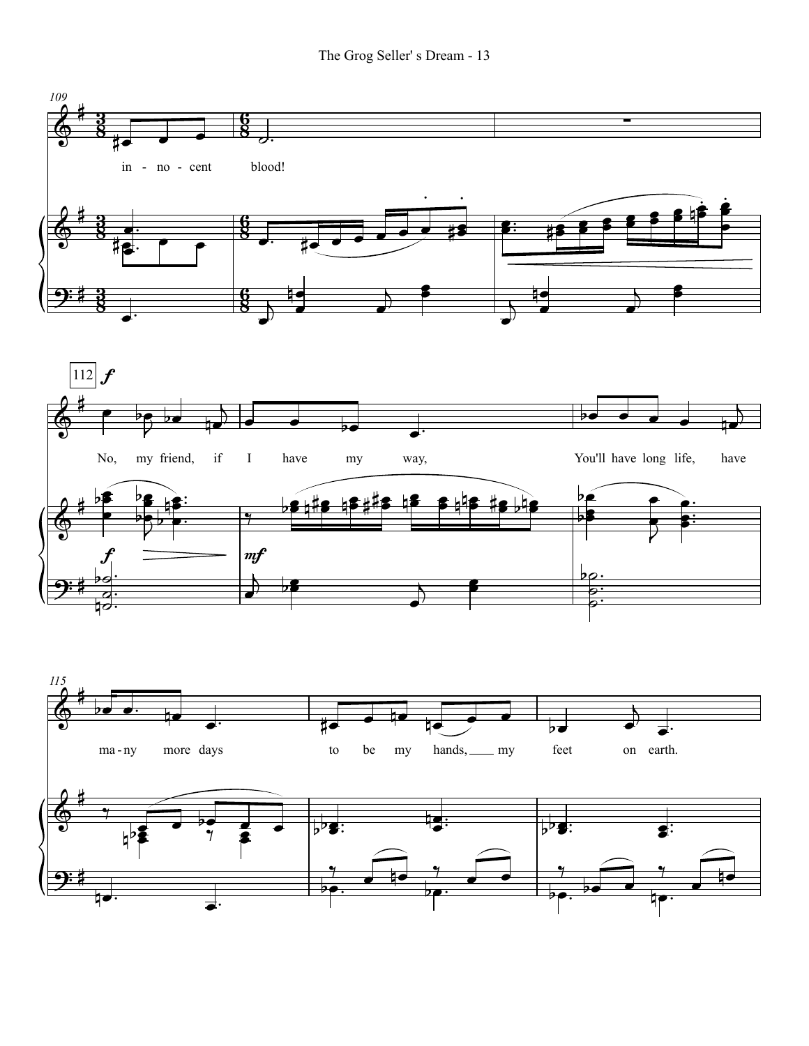109

in - no - cent blood!

112 *f*

No, my friend, if I have my way, You'll have long life, have

115

ma - ny more days to be my hands, my feet on earth.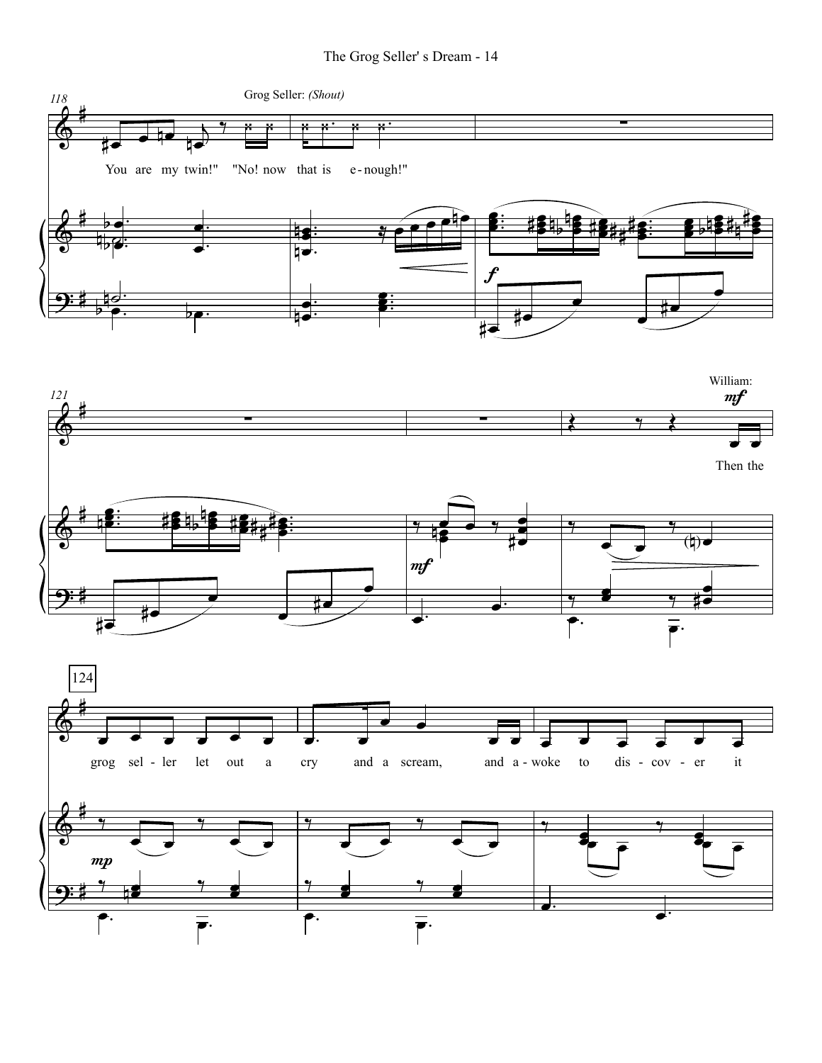118

Grog Seller: *(Shout)*

You are my twin!" "No! now that is e - nough!"

*f*

121

William: *mf*

Then the

*mf*

124

grog sel - ler let out a cry and a scream, and a - woke to dis - cov - er it

*mp*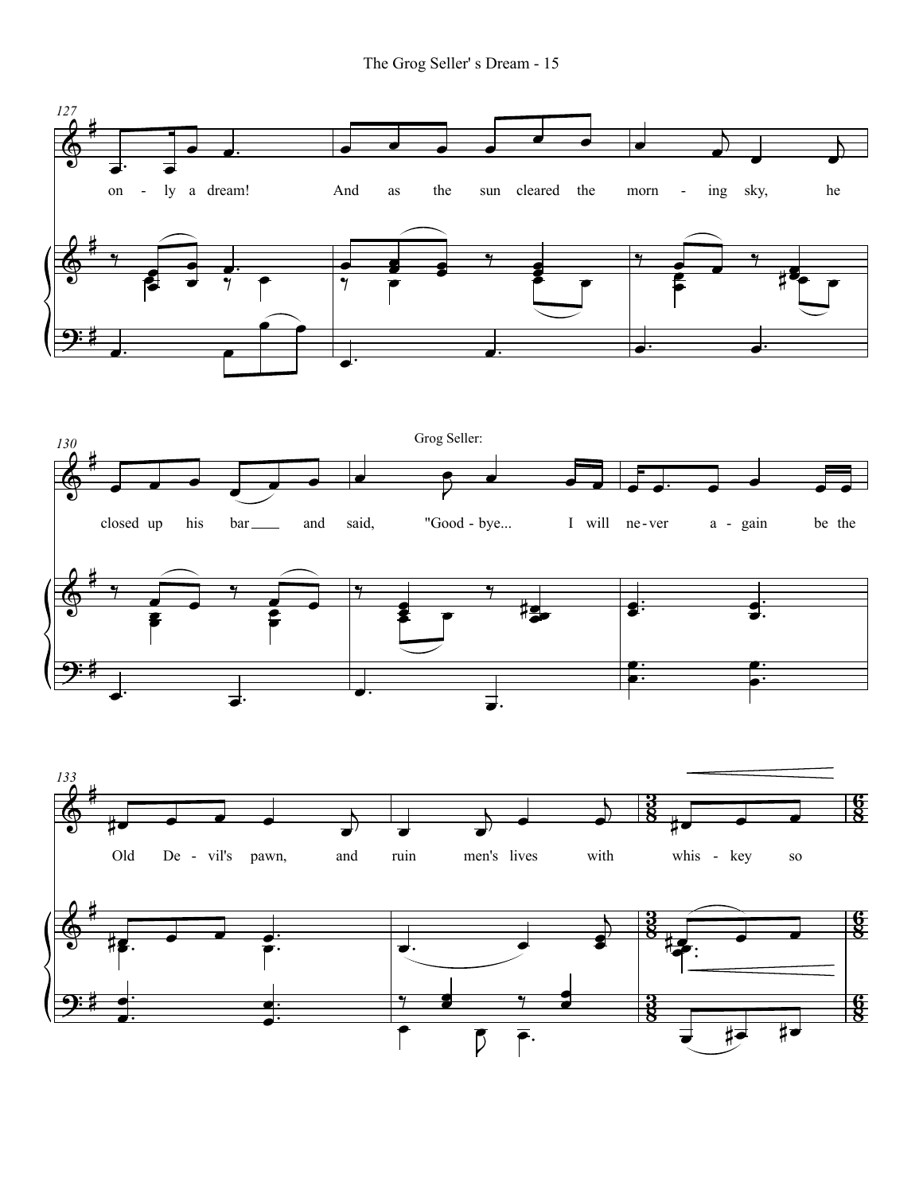Grog Seller:

on - ly a dream! And as the sun cleared the morn - ing sky, he

closed up his bar ___ and said, "Good - bye... I will ne - ver a - gain be the

Old De - vil's pawn, and ruin men's lives with whis - key so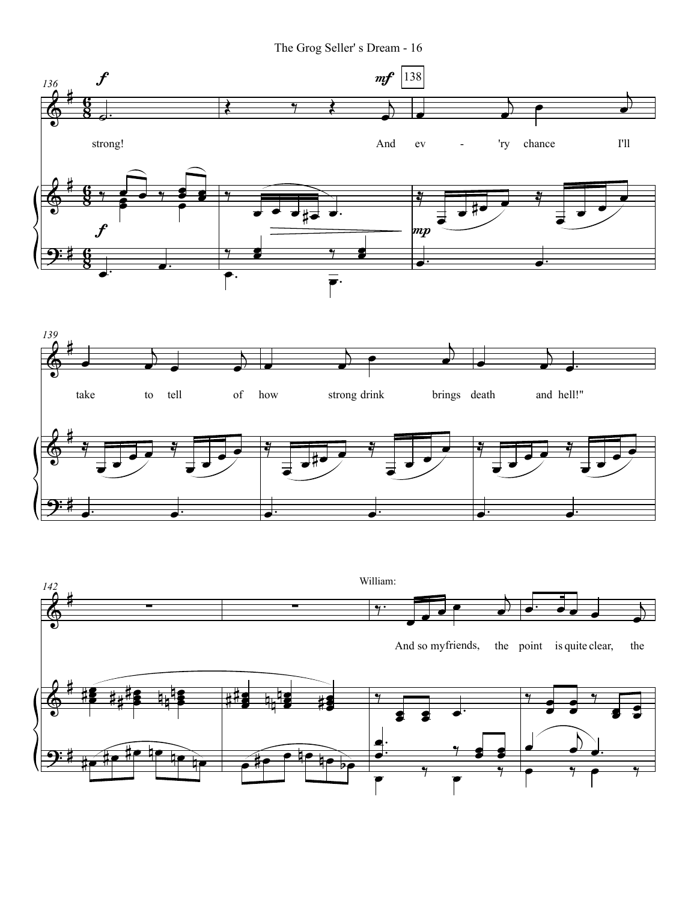strong! And ev - 'ry chance I'll take to tell of how strong drink brings death and hell!"

William:

And so my friends, the point is quite clear, the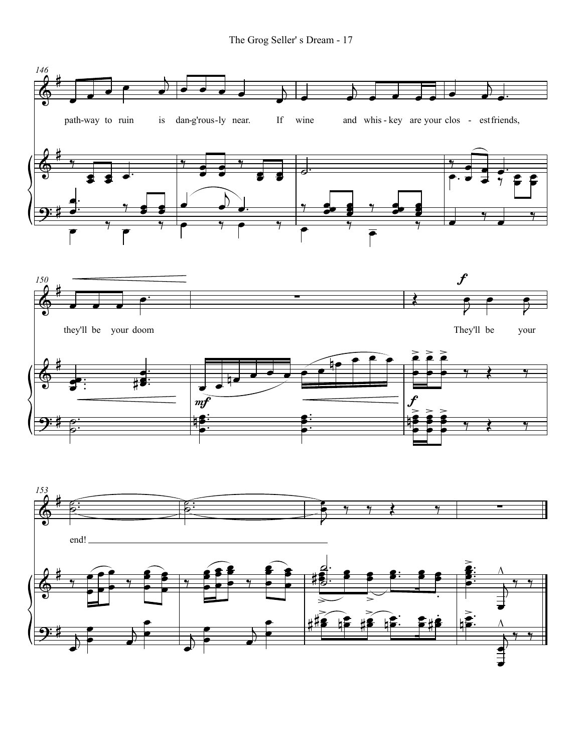146

path-way to ruin is dan-g'rous-ly near. If wine and whis-key are your clos - est friends,

150

they'll be your doom

*f*

They'll be your

*mf*

*f*

153

end!